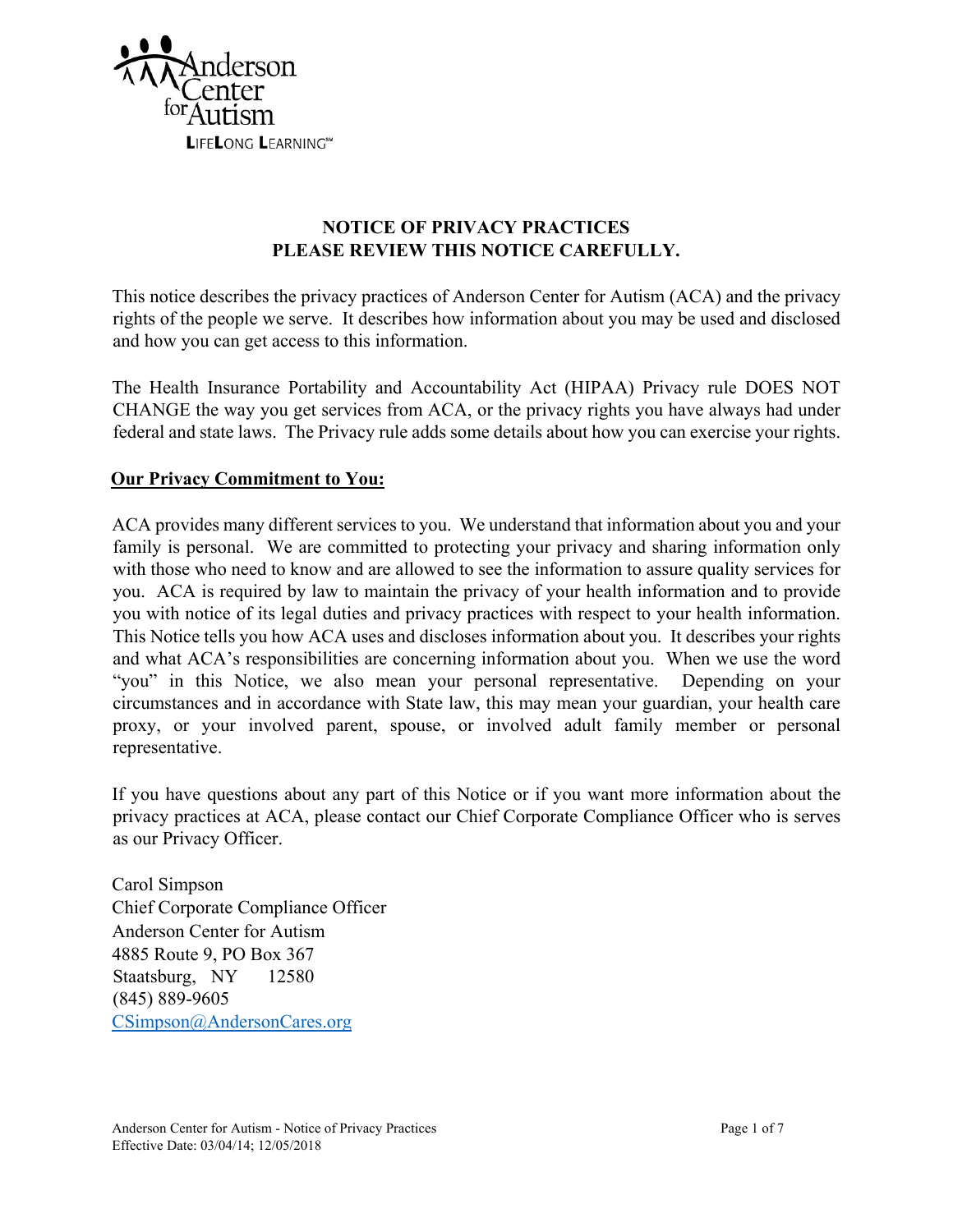Anderson Center for Autism

LIFELONG LEARNING℠

# NOTICE OF PRIVACY PRACTICES
# PLEASE REVIEW THIS NOTICE CAREFULLY.

This notice describes the privacy practices of Anderson Center for Autism (ACA) and the privacy rights of the people we serve. It describes how information about you may be used and disclosed and how you can get access to this information.

The Health Insurance Portability and Accountability Act (HIPAA) Privacy rule DOES NOT CHANGE the way you get services from ACA, or the privacy rights you have always had under federal and state laws. The Privacy rule adds some details about how you can exercise your rights.

## Our Privacy Commitment to You:

ACA provides many different services to you. We understand that information about you and your family is personal. We are committed to protecting your privacy and sharing information only with those who need to know and are allowed to see the information to assure quality services for you. ACA is required by law to maintain the privacy of your health information and to provide you with notice of its legal duties and privacy practices with respect to your health information. This Notice tells you how ACA uses and discloses information about you. It describes your rights and what ACA's responsibilities are concerning information about you. When we use the word "you" in this Notice, we also mean your personal representative. Depending on your circumstances and in accordance with State law, this may mean your guardian, your health care proxy, or your involved parent, spouse, or involved adult family member or personal representative.

If you have questions about any part of this Notice or if you want more information about the privacy practices at ACA, please contact our Chief Corporate Compliance Officer who is serves as our Privacy Officer.

Carol Simpson
Chief Corporate Compliance Officer
Anderson Center for Autism
4885 Route 9, PO Box 367
Staatsburg, NY 12580
(845) 889-9605
CSimpson@AndersonCares.org

Effective Date: 03/04/14; 12/05/2018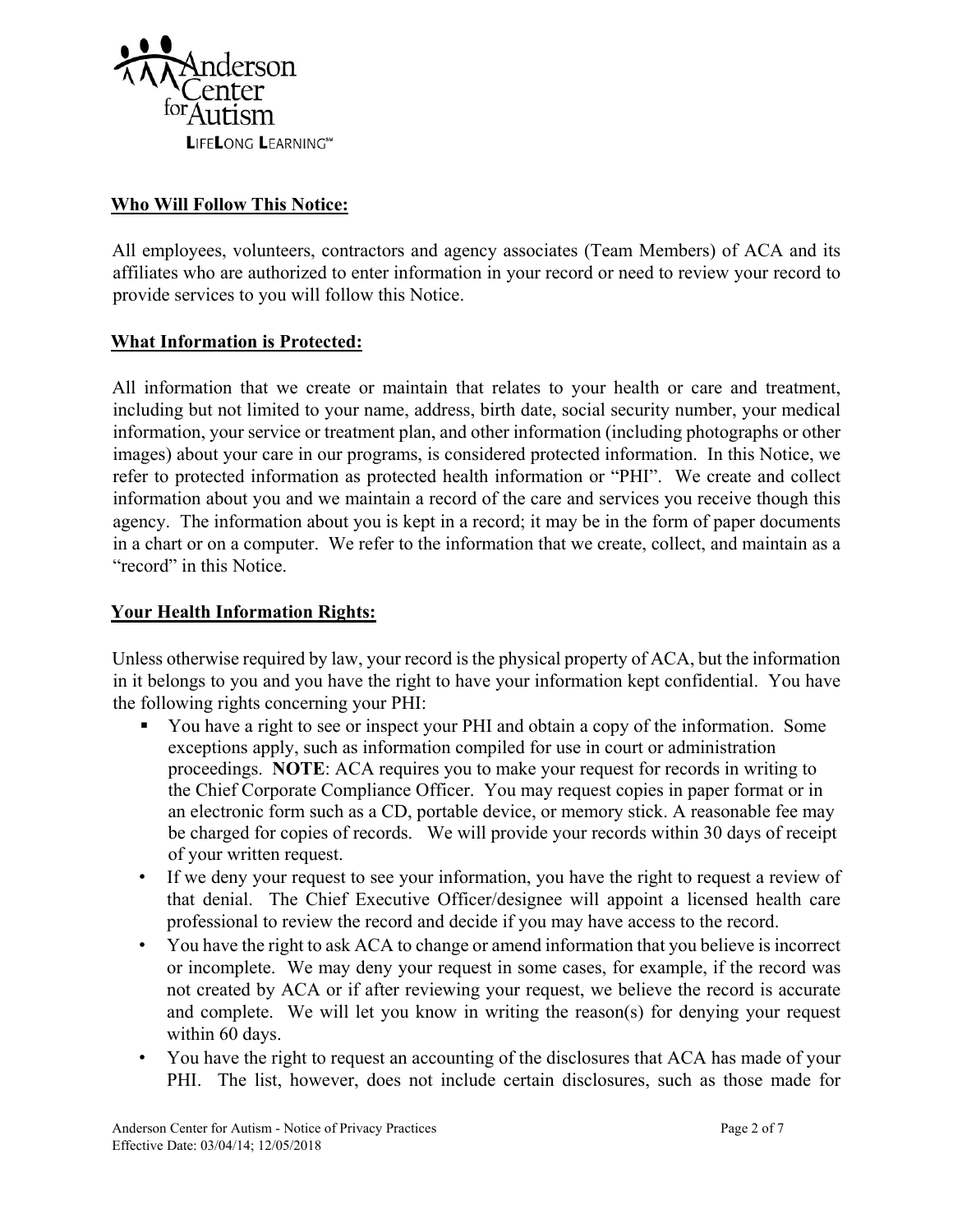## Who Will Follow This Notice:

All employees, volunteers, contractors and agency associates (Team Members) of ACA and its affiliates who are authorized to enter information in your record or need to review your record to provide services to you will follow this Notice.

## What Information is Protected:

All information that we create or maintain that relates to your health or care and treatment, including but not limited to your name, address, birth date, social security number, your medical information, your service or treatment plan, and other information (including photographs or other images) about your care in our programs, is considered protected information. In this Notice, we refer to protected information as protected health information or "PHI". We create and collect information about you and we maintain a record of the care and services you receive though this agency. The information about you is kept in a record; it may be in the form of paper documents in a chart or on a computer. We refer to the information that we create, collect, and maintain as a "record" in this Notice.

## Your Health Information Rights:

Unless otherwise required by law, your record is the physical property of ACA, but the information in it belongs to you and you have the right to have your information kept confidential. You have the following rights concerning your PHI:

- You have a right to see or inspect your PHI and obtain a copy of the information. Some exceptions apply, such as information compiled for use in court or administration proceedings. **NOTE**: ACA requires you to make your request for records in writing to the Chief Corporate Compliance Officer. You may request copies in paper format or in an electronic form such as a CD, portable device, or memory stick. A reasonable fee may be charged for copies of records. We will provide your records within 30 days of receipt of your written request.
- If we deny your request to see your information, you have the right to request a review of that denial. The Chief Executive Officer/designee will appoint a licensed health care professional to review the record and decide if you may have access to the record.
- You have the right to ask ACA to change or amend information that you believe is incorrect or incomplete. We may deny your request in some cases, for example, if the record was not created by ACA or if after reviewing your request, we believe the record is accurate and complete. We will let you know in writing the reason(s) for denying your request within 60 days.
- You have the right to request an accounting of the disclosures that ACA has made of your PHI. The list, however, does not include certain disclosures, such as those made for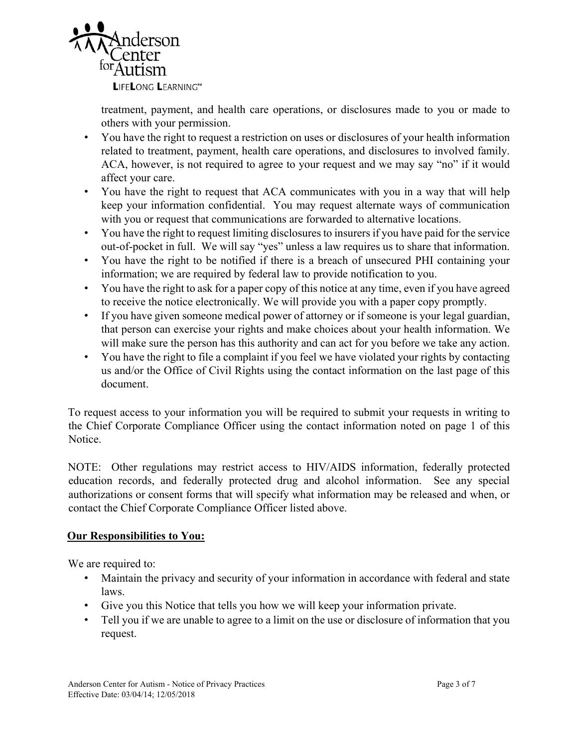treatment, payment, and health care operations, or disclosures made to you or made to others with your permission.

- You have the right to request a restriction on uses or disclosures of your health information related to treatment, payment, health care operations, and disclosures to involved family. ACA, however, is not required to agree to your request and we may say "no" if it would affect your care.
- You have the right to request that ACA communicates with you in a way that will help keep your information confidential. You may request alternate ways of communication with you or request that communications are forwarded to alternative locations.
- You have the right to request limiting disclosures to insurers if you have paid for the service out-of-pocket in full. We will say "yes" unless a law requires us to share that information.
- You have the right to be notified if there is a breach of unsecured PHI containing your information; we are required by federal law to provide notification to you.
- You have the right to ask for a paper copy of this notice at any time, even if you have agreed to receive the notice electronically. We will provide you with a paper copy promptly.
- If you have given someone medical power of attorney or if someone is your legal guardian, that person can exercise your rights and make choices about your health information. We will make sure the person has this authority and can act for you before we take any action.
- You have the right to file a complaint if you feel we have violated your rights by contacting us and/or the Office of Civil Rights using the contact information on the last page of this document.

To request access to your information you will be required to submit your requests in writing to the Chief Corporate Compliance Officer using the contact information noted on page 1 of this Notice.

NOTE: Other regulations may restrict access to HIV/AIDS information, federally protected education records, and federally protected drug and alcohol information. See any special authorizations or consent forms that will specify what information may be released and when, or contact the Chief Corporate Compliance Officer listed above.

**Our Responsibilities to You:**

We are required to:

- Maintain the privacy and security of your information in accordance with federal and state laws.
- Give you this Notice that tells you how we will keep your information private.
- Tell you if we are unable to agree to a limit on the use or disclosure of information that you request.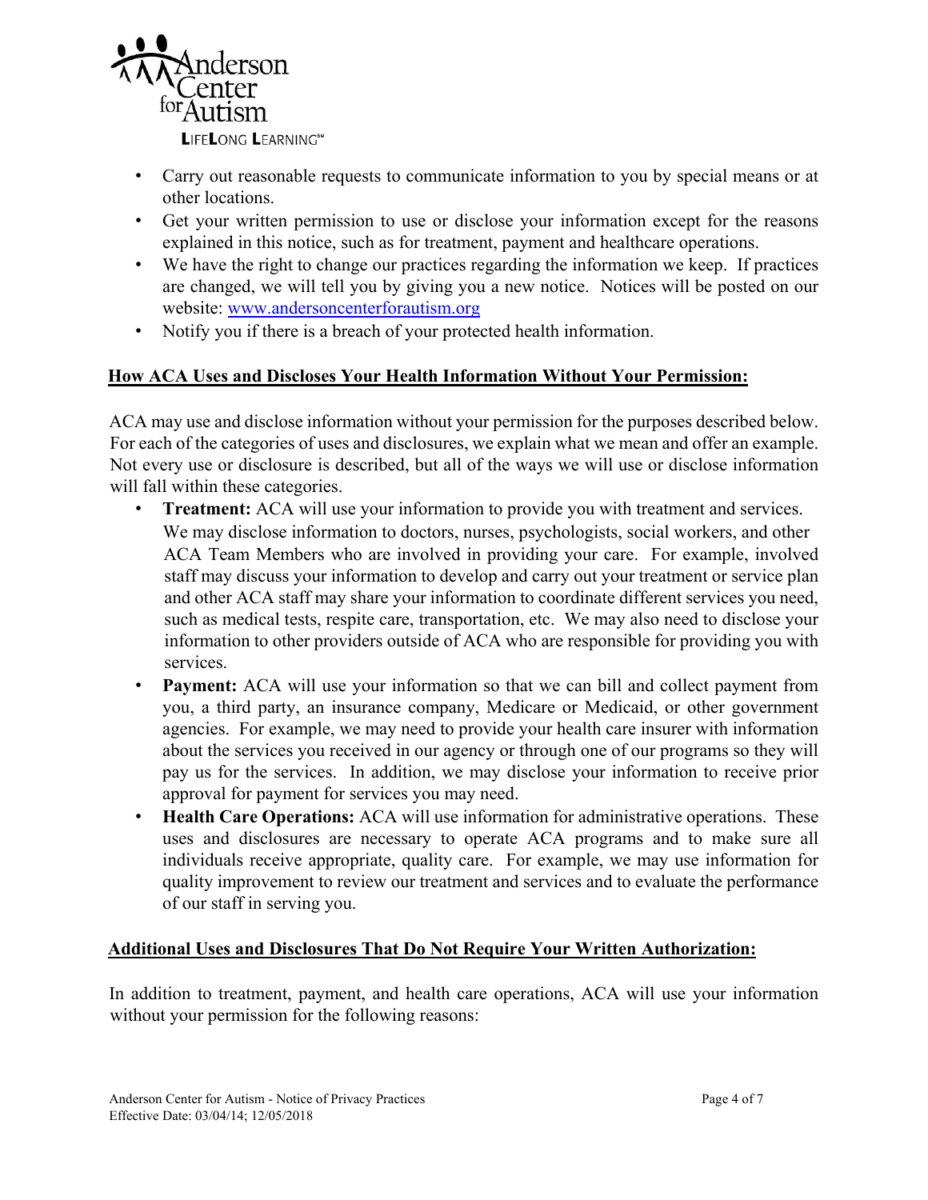- Carry out reasonable requests to communicate information to you by special means or at other locations.
- Get your written permission to use or disclose your information except for the reasons explained in this notice, such as for treatment, payment and healthcare operations.
- We have the right to change our practices regarding the information we keep. If practices are changed, we will tell you by giving you a new notice. Notices will be posted on our website: www.andersoncenterforautism.org
- Notify you if there is a breach of your protected health information.

## How ACA Uses and Discloses Your Health Information Without Your Permission:

ACA may use and disclose information without your permission for the purposes described below. For each of the categories of uses and disclosures, we explain what we mean and offer an example. Not every use or disclosure is described, but all of the ways we will use or disclose information will fall within these categories.

- **Treatment:** ACA will use your information to provide you with treatment and services. We may disclose information to doctors, nurses, psychologists, social workers, and other ACA Team Members who are involved in providing your care. For example, involved staff may discuss your information to develop and carry out your treatment or service plan and other ACA staff may share your information to coordinate different services you need, such as medical tests, respite care, transportation, etc. We may also need to disclose your information to other providers outside of ACA who are responsible for providing you with services.
- **Payment:** ACA will use your information so that we can bill and collect payment from you, a third party, an insurance company, Medicare or Medicaid, or other government agencies. For example, we may need to provide your health care insurer with information about the services you received in our agency or through one of our programs so they will pay us for the services. In addition, we may disclose your information to receive prior approval for payment for services you may need.
- **Health Care Operations:** ACA will use information for administrative operations. These uses and disclosures are necessary to operate ACA programs and to make sure all individuals receive appropriate, quality care. For example, we may use information for quality improvement to review our treatment and services and to evaluate the performance of our staff in serving you.

## Additional Uses and Disclosures That Do Not Require Your Written Authorization:

In addition to treatment, payment, and health care operations, ACA will use your information without your permission for the following reasons: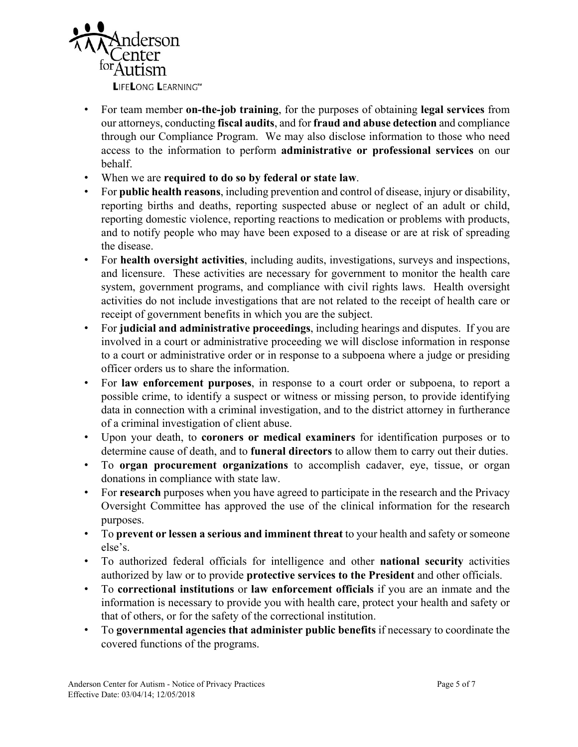- For team member **on-the-job training**, for the purposes of obtaining **legal services** from our attorneys, conducting **fiscal audits**, and for **fraud and abuse detection** and compliance through our Compliance Program. We may also disclose information to those who need access to the information to perform **administrative or professional services** on our behalf.
- When we are **required to do so by federal or state law**.
- For **public health reasons**, including prevention and control of disease, injury or disability, reporting births and deaths, reporting suspected abuse or neglect of an adult or child, reporting domestic violence, reporting reactions to medication or problems with products, and to notify people who may have been exposed to a disease or are at risk of spreading the disease.
- For **health oversight activities**, including audits, investigations, surveys and inspections, and licensure. These activities are necessary for government to monitor the health care system, government programs, and compliance with civil rights laws. Health oversight activities do not include investigations that are not related to the receipt of health care or receipt of government benefits in which you are the subject.
- For **judicial and administrative proceedings**, including hearings and disputes. If you are involved in a court or administrative proceeding we will disclose information in response to a court or administrative order or in response to a subpoena where a judge or presiding officer orders us to share the information.
- For **law enforcement purposes**, in response to a court order or subpoena, to report a possible crime, to identify a suspect or witness or missing person, to provide identifying data in connection with a criminal investigation, and to the district attorney in furtherance of a criminal investigation of client abuse.
- Upon your death, to **coroners or medical examiners** for identification purposes or to determine cause of death, and to **funeral directors** to allow them to carry out their duties.
- To **organ procurement organizations** to accomplish cadaver, eye, tissue, or organ donations in compliance with state law.
- For **research** purposes when you have agreed to participate in the research and the Privacy Oversight Committee has approved the use of the clinical information for the research purposes.
- To **prevent or lessen a serious and imminent threat** to your health and safety or someone else's.
- To authorized federal officials for intelligence and other **national security** activities authorized by law or to provide **protective services to the President** and other officials.
- To **correctional institutions** or **law enforcement officials** if you are an inmate and the information is necessary to provide you with health care, protect your health and safety or that of others, or for the safety of the correctional institution.
- To **governmental agencies that administer public benefits** if necessary to coordinate the covered functions of the programs.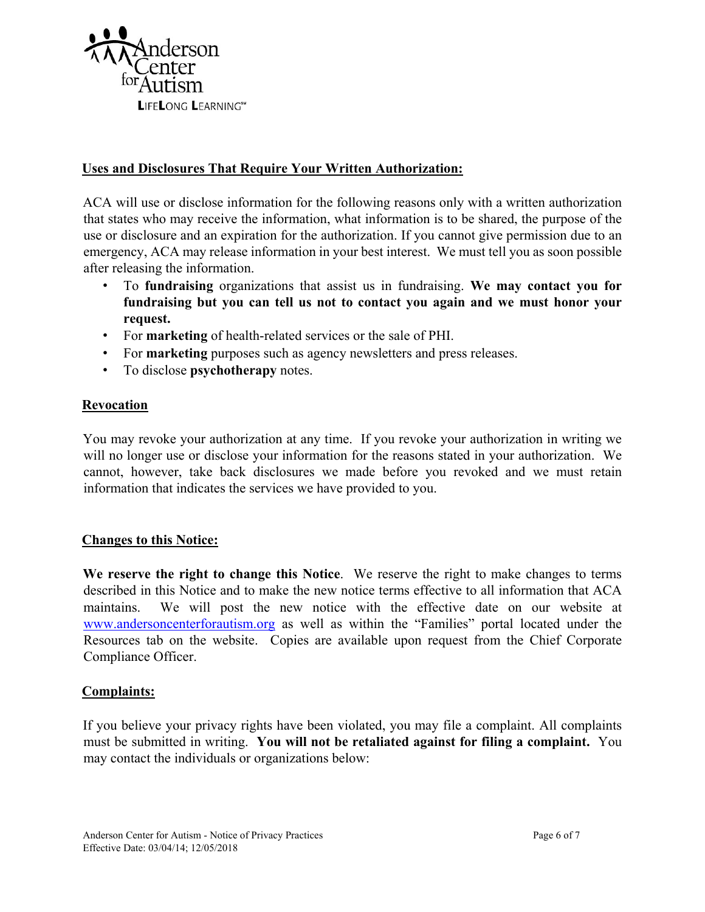## Uses and Disclosures That Require Your Written Authorization:

ACA will use or disclose information for the following reasons only with a written authorization that states who may receive the information, what information is to be shared, the purpose of the use or disclosure and an expiration for the authorization. If you cannot give permission due to an emergency, ACA may release information in your best interest. We must tell you as soon possible after releasing the information.

- To **fundraising** organizations that assist us in fundraising. **We may contact you for fundraising but you can tell us not to contact you again and we must honor your request.**
- For **marketing** of health-related services or the sale of PHI.
- For **marketing** purposes such as agency newsletters and press releases.
- To disclose **psychotherapy** notes.

## Revocation

You may revoke your authorization at any time. If you revoke your authorization in writing we will no longer use or disclose your information for the reasons stated in your authorization. We cannot, however, take back disclosures we made before you revoked and we must retain information that indicates the services we have provided to you.

## Changes to this Notice:

**We reserve the right to change this Notice**. We reserve the right to make changes to terms described in this Notice and to make the new notice terms effective to all information that ACA maintains. We will post the new notice with the effective date on our website at [www.andersoncenterforautism.org](http://www.andersoncenterforautism.org) as well as within the "Families" portal located under the Resources tab on the website. Copies are available upon request from the Chief Corporate Compliance Officer.

## Complaints:

If you believe your privacy rights have been violated, you may file a complaint. All complaints must be submitted in writing. **You will not be retaliated against for filing a complaint.** You may contact the individuals or organizations below: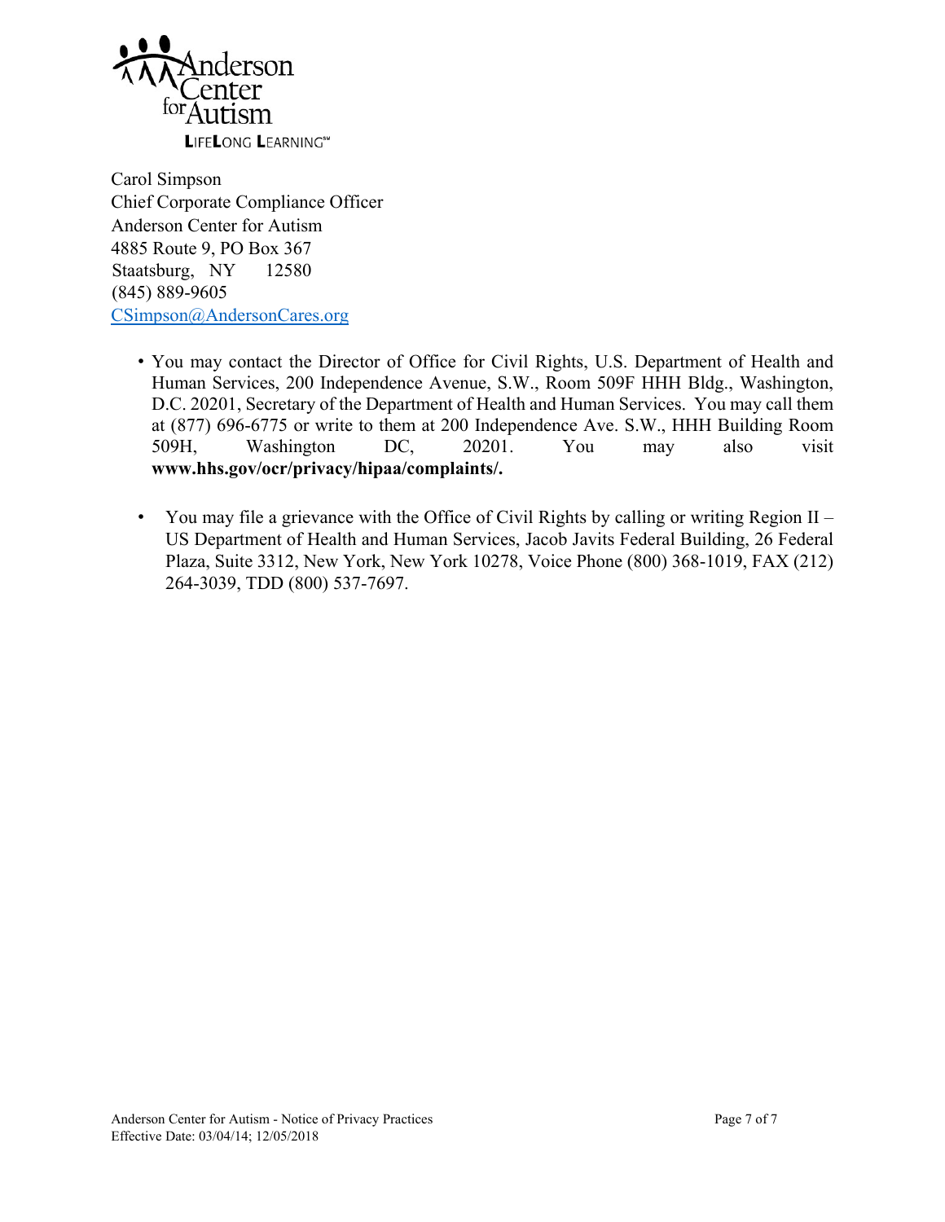Anderson Center for Autism

LIFELONG LEARNING℠

Carol Simpson
Chief Corporate Compliance Officer
Anderson Center for Autism
4885 Route 9, PO Box 367
Staatsburg, NY 12580
(845) 889-9605
CSimpson@AndersonCares.org

- You may contact the Director of Office for Civil Rights, U.S. Department of Health and Human Services, 200 Independence Avenue, S.W., Room 509F HHH Bldg., Washington, D.C. 20201, Secretary of the Department of Health and Human Services. You may call them at (877) 696-6775 or write to them at 200 Independence Ave. S.W., HHH Building Room 509H, Washington DC, 20201. You may also visit **www.hhs.gov/ocr/privacy/hipaa/complaints/.**

- You may file a grievance with the Office of Civil Rights by calling or writing Region II – US Department of Health and Human Services, Jacob Javits Federal Building, 26 Federal Plaza, Suite 3312, New York, New York 10278, Voice Phone (800) 368-1019, FAX (212) 264-3039, TDD (800) 537-7697.